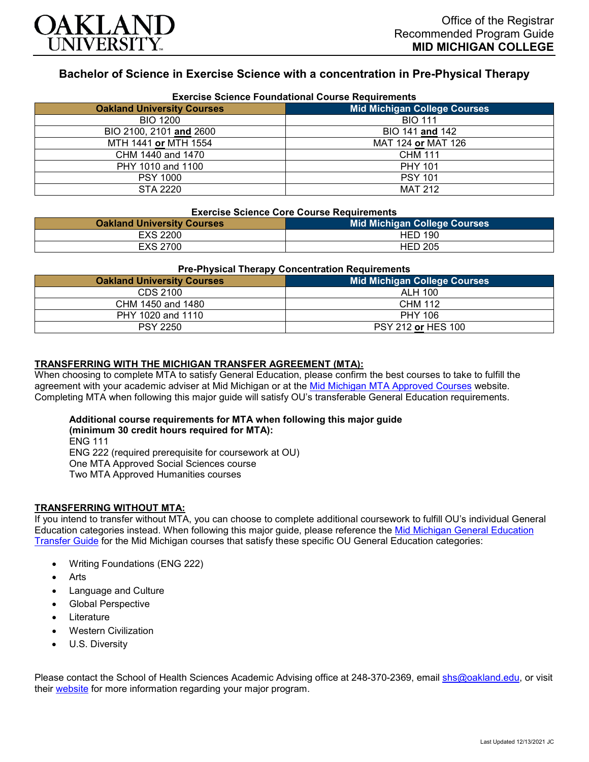OAKLAND UNIVERSITY

Office of the Registrar
Recommended Program Guide
**MID MICHIGAN COLLEGE**

## Bachelor of Science in Exercise Science with a concentration in Pre-Physical Therapy

**Exercise Science Foundational Course Requirements**

| Oakland University Courses | Mid Michigan College Courses |
|---|---|
| BIO 1200 | BIO 111 |
| BIO 2100, 2101 **and** 2600 | BIO 141 **and** 142 |
| MTH 1441 **or** MTH 1554 | MAT 124 **or** MAT 126 |
| CHM 1440 and 1470 | CHM 111 |
| PHY 1010 and 1100 | PHY 101 |
| PSY 1000 | PSY 101 |
| STA 2220 | MAT 212 |

**Exercise Science Core Course Requirements**

| Oakland University Courses | Mid Michigan College Courses |
|---|---|
| EXS 2200 | HED 190 |
| EXS 2700 | HED 205 |

**Pre-Physical Therapy Concentration Requirements**

| Oakland University Courses | Mid Michigan College Courses |
|---|---|
| CDS 2100 | ALH 100 |
| CHM 1450 and 1480 | CHM 112 |
| PHY 1020 and 1110 | PHY 106 |
| PSY 2250 | PSY 212 **or** HES 100 |

**TRANSFERRING WITH THE MICHIGAN TRANSFER AGREEMENT (MTA):**

When choosing to complete MTA to satisfy General Education, please confirm the best courses to take to fulfill the agreement with your academic adviser at Mid Michigan or at the Mid Michigan MTA Approved Courses website. Completing MTA when following this major guide will satisfy OU's transferable General Education requirements.

**Additional course requirements for MTA when following this major guide (minimum 30 credit hours required for MTA):**

ENG 111
ENG 222 (required prerequisite for coursework at OU)
One MTA Approved Social Sciences course
Two MTA Approved Humanities courses

**TRANSFERRING WITHOUT MTA:**

If you intend to transfer without MTA, you can choose to complete additional coursework to fulfill OU's individual General Education categories instead. When following this major guide, please reference the Mid Michigan General Education Transfer Guide for the Mid Michigan courses that satisfy these specific OU General Education categories:

- Writing Foundations (ENG 222)
- Arts
- Language and Culture
- Global Perspective
- Literature
- Western Civilization
- U.S. Diversity

Please contact the School of Health Sciences Academic Advising office at 248-370-2369, email shs@oakland.edu, or visit their website for more information regarding your major program.

Last Updated 12/13/2021 JC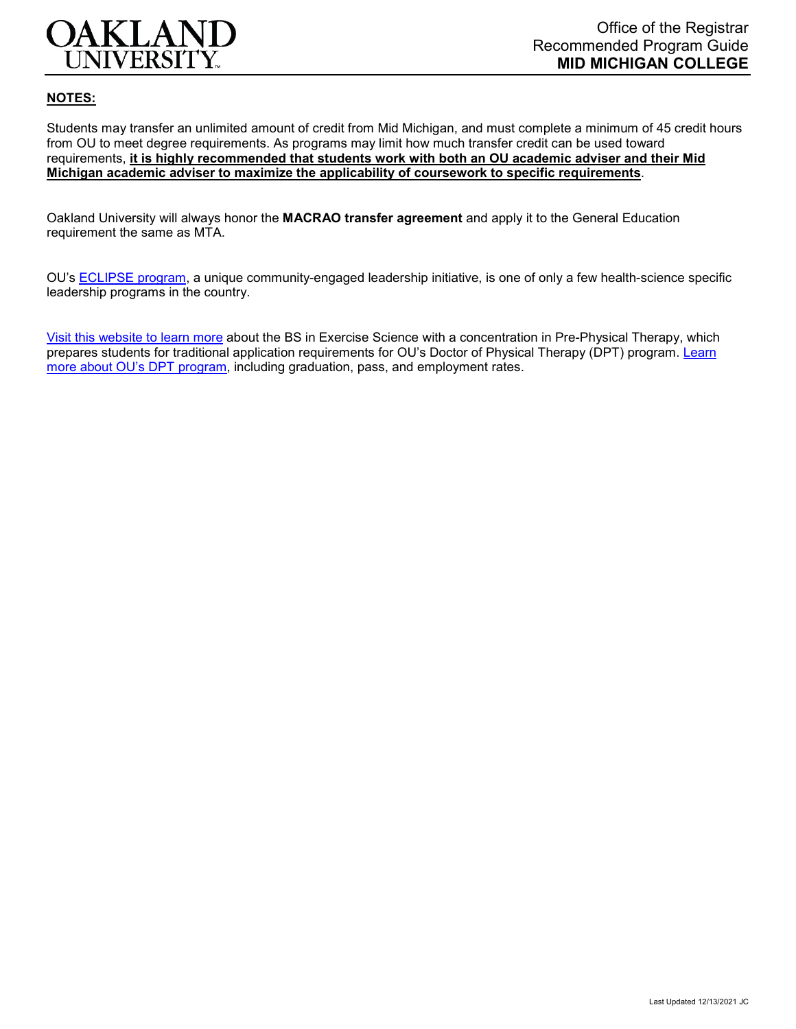**NOTES:**

Students may transfer an unlimited amount of credit from Mid Michigan, and must complete a minimum of 45 credit hours from OU to meet degree requirements. As programs may limit how much transfer credit can be used toward requirements, **it is highly recommended that students work with both an OU academic adviser and their Mid Michigan academic adviser to maximize the applicability of coursework to specific requirements**.

Oakland University will always honor the **MACRAO transfer agreement** and apply it to the General Education requirement the same as MTA.

OU's ECLIPSE program, a unique community-engaged leadership initiative, is one of only a few health-science specific leadership programs in the country.

Visit this website to learn more about the BS in Exercise Science with a concentration in Pre-Physical Therapy, which prepares students for traditional application requirements for OU's Doctor of Physical Therapy (DPT) program. Learn more about OU's DPT program, including graduation, pass, and employment rates.

Last Updated 12/13/2021 JC